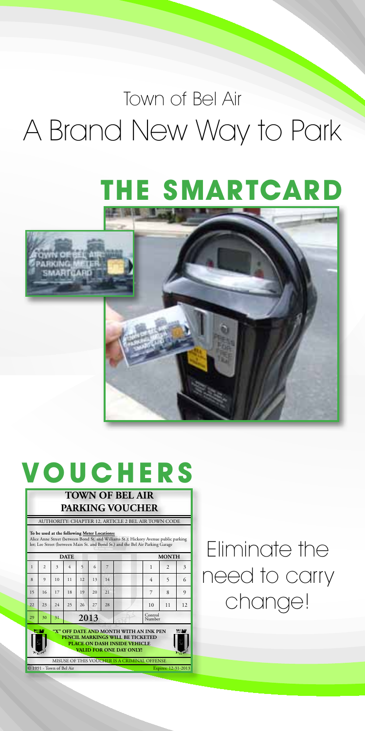# Town of Bel Air

# A Brand New Way to Park

## THE SMARTCARD

## VOUCHERS

**TOWN OF BEL AIR PARKING VOUCHER**

AUTHORITY: CHAPTER 12, ARTICLE 2 BEL AIR TOWN CODE

**To be used at the following Meter Locations:**
Alice Anne Street (between Bond St. and Williams St.); Hickory Avenue public parking lot; Lee Street (between Main St. and Bond St.) and the Bel Air Parking Garage

| DATE | | | | | | | MONTH | | |
|---|---|---|---|---|---|---|---|---|---|
| 1 | 2 | 3 | 4 | 5 | 6 | 7 | 1 | 2 | 3 |
| 8 | 9 | 10 | 11 | 12 | 13 | 14 | 4 | 5 | 6 |
| 15 | 16 | 17 | 18 | 19 | 20 | 21 | 7 | 8 | 9 |
| 22 | 23 | 24 | 25 | 26 | 27 | 28 | 10 | 11 | 12 |
| 29 | 30 | 31 | 2013 | | | | Control Number | | |

**"X" OFF DATE AND MONTH WITH AN INK PEN**
**PENCIL MARKINGS WILL BE TICKETED**
**PLACE ON DASH INSIDE VEHICLE**
**VALID FOR ONE DAY ONLY!**

MISUSE OF THIS VOUCHER IS A CRIMINAL OFFENSE

© 1991 - Town of Bel Air Expires: 12-31-2013

Eliminate the need to carry change!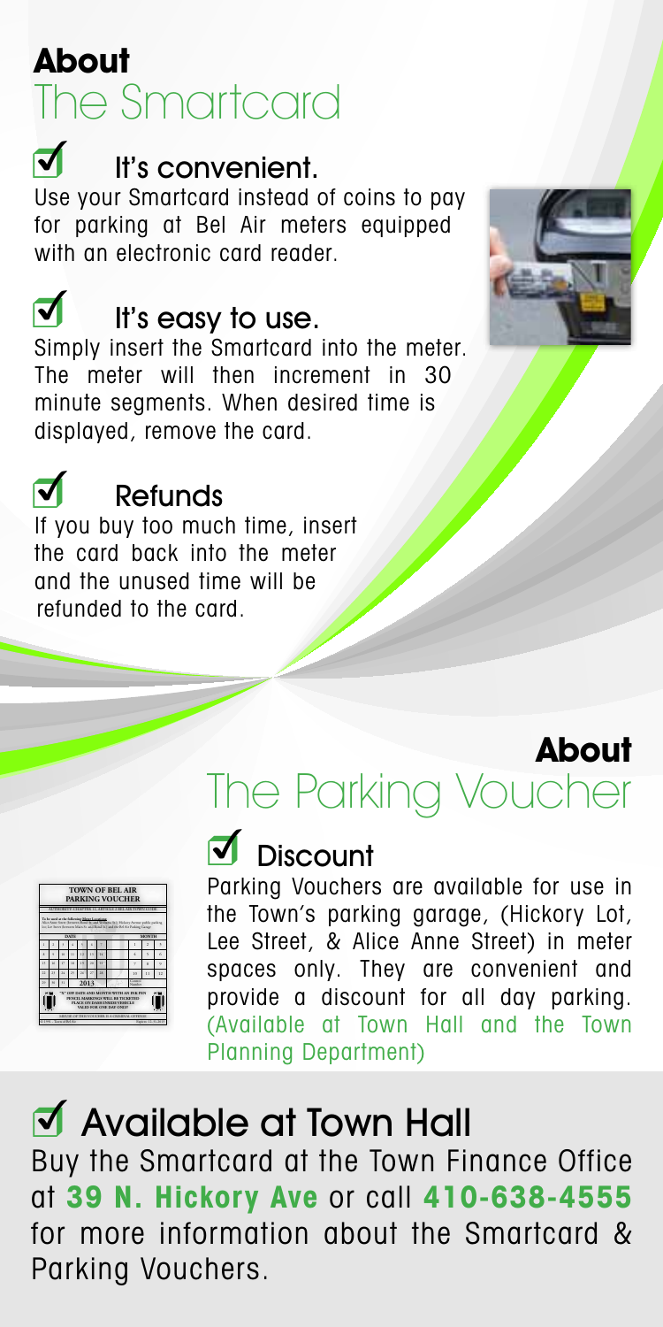# About The Smartcard

☑ **It's convenient.**

Use your Smartcard instead of coins to pay for parking at Bel Air meters equipped with an electronic card reader.

☑ **It's easy to use.**

Simply insert the Smartcard into the meter. The meter will then increment in 30 minute segments. When desired time is displayed, remove the card.

☑ **Refunds**

If you buy too much time, insert the card back into the meter and the unused time will be refunded to the card.

# About The Parking Voucher

☑ **Discount**

Parking Vouchers are available for use in the Town's parking garage, (Hickory Lot, Lee Street, & Alice Anne Street) in meter spaces only. They are convenient and provide a discount for all day parking. (Available at Town Hall and the Town Planning Department)

# ☑ Available at Town Hall

Buy the Smartcard at the Town Finance Office at **39 N. Hickory Ave** or call **410-638-4555** for more information about the Smartcard & Parking Vouchers.